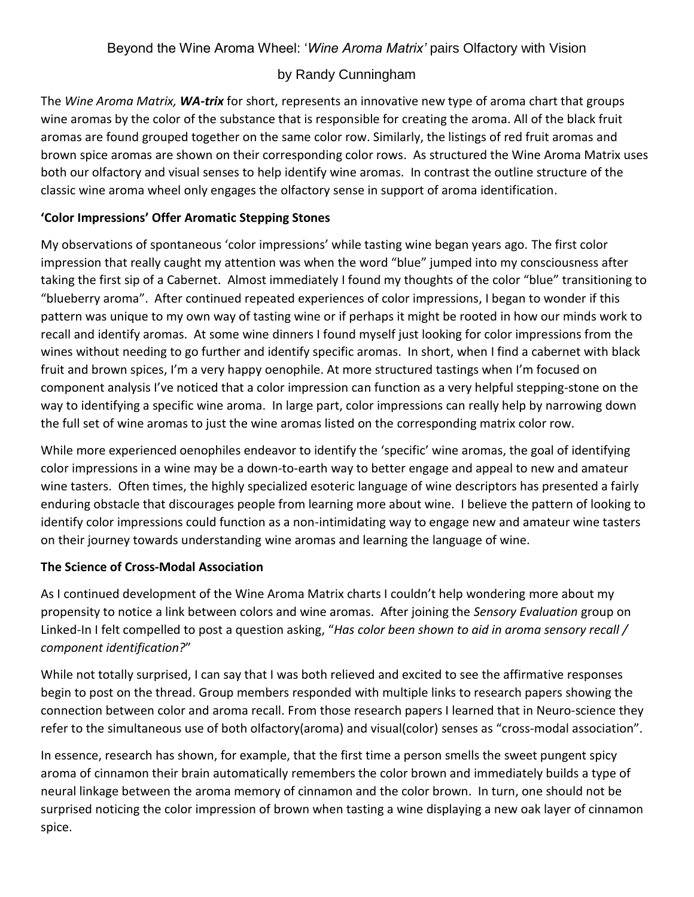# Beyond the Wine Aroma Wheel: '*Wine Aroma Matrix'* pairs Olfactory with Vision

by Randy Cunningham

The *Wine Aroma Matrix,* ***WA-trix*** for short, represents an innovative new type of aroma chart that groups wine aromas by the color of the substance that is responsible for creating the aroma. All of the black fruit aromas are found grouped together on the same color row. Similarly, the listings of red fruit aromas and brown spice aromas are shown on their corresponding color rows. As structured the Wine Aroma Matrix uses both our olfactory and visual senses to help identify wine aromas. In contrast the outline structure of the classic wine aroma wheel only engages the olfactory sense in support of aroma identification.

**'Color Impressions' Offer Aromatic Stepping Stones**

My observations of spontaneous 'color impressions' while tasting wine began years ago. The first color impression that really caught my attention was when the word "blue" jumped into my consciousness after taking the first sip of a Cabernet. Almost immediately I found my thoughts of the color "blue" transitioning to "blueberry aroma". After continued repeated experiences of color impressions, I began to wonder if this pattern was unique to my own way of tasting wine or if perhaps it might be rooted in how our minds work to recall and identify aromas. At some wine dinners I found myself just looking for color impressions from the wines without needing to go further and identify specific aromas. In short, when I find a cabernet with black fruit and brown spices, I'm a very happy oenophile. At more structured tastings when I'm focused on component analysis I've noticed that a color impression can function as a very helpful stepping-stone on the way to identifying a specific wine aroma. In large part, color impressions can really help by narrowing down the full set of wine aromas to just the wine aromas listed on the corresponding matrix color row.

While more experienced oenophiles endeavor to identify the 'specific' wine aromas, the goal of identifying color impressions in a wine may be a down-to-earth way to better engage and appeal to new and amateur wine tasters. Often times, the highly specialized esoteric language of wine descriptors has presented a fairly enduring obstacle that discourages people from learning more about wine. I believe the pattern of looking to identify color impressions could function as a non-intimidating way to engage new and amateur wine tasters on their journey towards understanding wine aromas and learning the language of wine.

**The Science of Cross-Modal Association**

As I continued development of the Wine Aroma Matrix charts I couldn't help wondering more about my propensity to notice a link between colors and wine aromas. After joining the *Sensory Evaluation* group on Linked-In I felt compelled to post a question asking, "*Has color been shown to aid in aroma sensory recall / component identification?*"

While not totally surprised, I can say that I was both relieved and excited to see the affirmative responses begin to post on the thread. Group members responded with multiple links to research papers showing the connection between color and aroma recall. From those research papers I learned that in Neuro-science they refer to the simultaneous use of both olfactory(aroma) and visual(color) senses as "cross-modal association".

In essence, research has shown, for example, that the first time a person smells the sweet pungent spicy aroma of cinnamon their brain automatically remembers the color brown and immediately builds a type of neural linkage between the aroma memory of cinnamon and the color brown. In turn, one should not be surprised noticing the color impression of brown when tasting a wine displaying a new oak layer of cinnamon spice.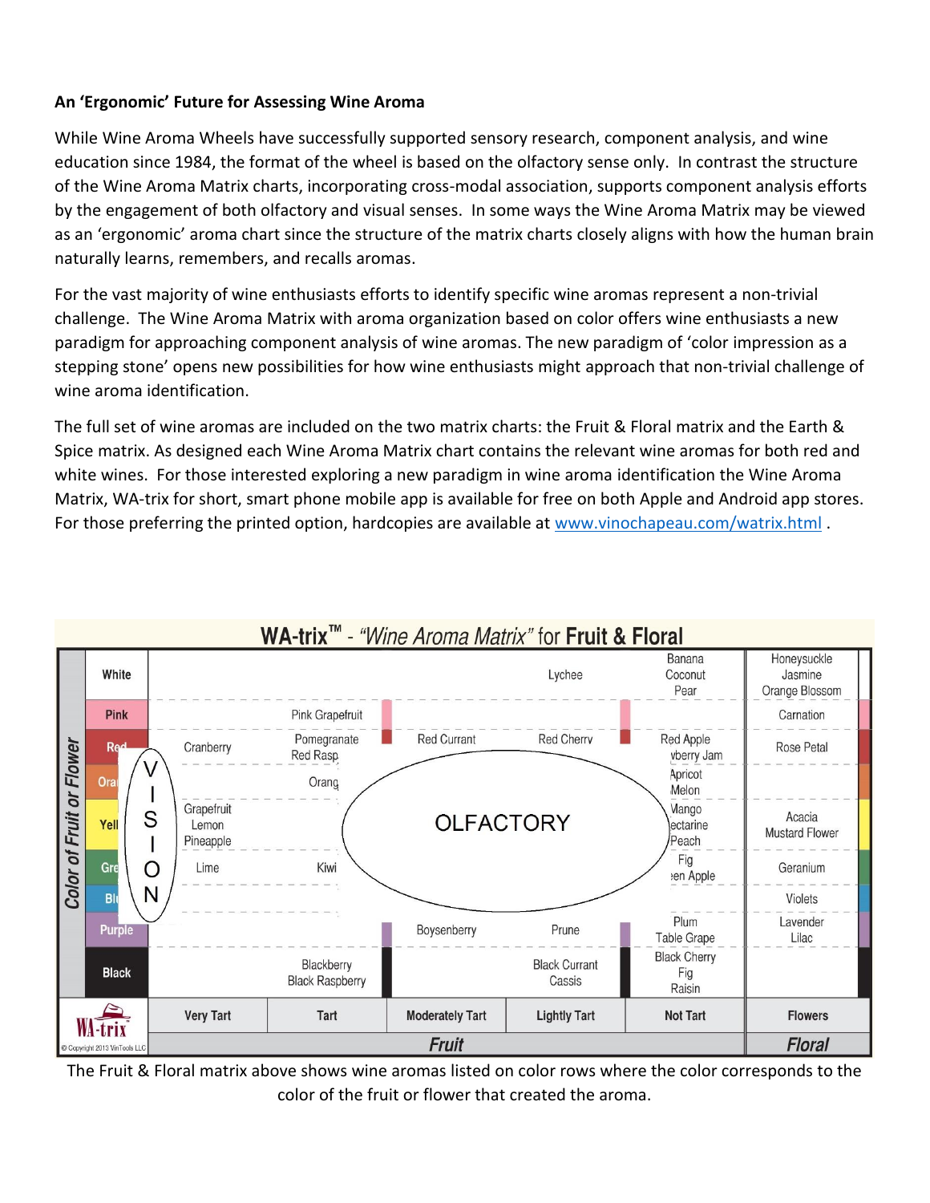### An 'Ergonomic' Future for Assessing Wine Aroma

While Wine Aroma Wheels have successfully supported sensory research, component analysis, and wine education since 1984, the format of the wheel is based on the olfactory sense only. In contrast the structure of the Wine Aroma Matrix charts, incorporating cross-modal association, supports component analysis efforts by the engagement of both olfactory and visual senses. In some ways the Wine Aroma Matrix may be viewed as an 'ergonomic' aroma chart since the structure of the matrix charts closely aligns with how the human brain naturally learns, remembers, and recalls aromas.

For the vast majority of wine enthusiasts efforts to identify specific wine aromas represent a non-trivial challenge. The Wine Aroma Matrix with aroma organization based on color offers wine enthusiasts a new paradigm for approaching component analysis of wine aromas. The new paradigm of 'color impression as a stepping stone' opens new possibilities for how wine enthusiasts might approach that non-trivial challenge of wine aroma identification.

The full set of wine aromas are included on the two matrix charts: the Fruit & Floral matrix and the Earth & Spice matrix. As designed each Wine Aroma Matrix chart contains the relevant wine aromas for both red and white wines. For those interested exploring a new paradigm in wine aroma identification the Wine Aroma Matrix, WA-trix for short, smart phone mobile app is available for free on both Apple and Android app stores. For those preferring the printed option, hardcopies are available at www.vinochapeau.com/watrix.html .

**WA-trix™ - *"Wine Aroma Matrix"* for Fruit & Floral**

| Color of Fruit or Flower | Very Tart | Tart | Moderately Tart | Lightly Tart | Not Tart | Flowers |
|---|---|---|---|---|---|---|
| White | | | | Lychee | Banana Coconut Pear | Honeysuckle Jasmine Orange Blossom |
| Pink | | Pink Grapefruit | | | | Carnation |
| Red | Cranberry | Pomegranate Red Rasp | Red Currant | Red Cherry | Red Apple vberry Jam | Rose Petal |
| Ora | | Orang | | | Apricot Melon | |
| Yell | Grapefruit Lemon Pineapple | | | | Mango ectarine Peach | Acacia Mustard Flower |
| Gre | Lime | Kiwi | | | Fig en Apple | Geranium |
| Bl | | | | | | Violets |
| Purple | | | Boysenberry | Prune | Plum Table Grape | Lavender Lilac |
| Black | | Blackberry Black Raspberry | | Black Currant Cassis | Black Cherry Fig Raisin | |
| | Fruit | | | | | Floral |

VISION

OLFACTORY

WA-trix

© Copyright 2013 VinTools LLC

The Fruit & Floral matrix above shows wine aromas listed on color rows where the color corresponds to the color of the fruit or flower that created the aroma.